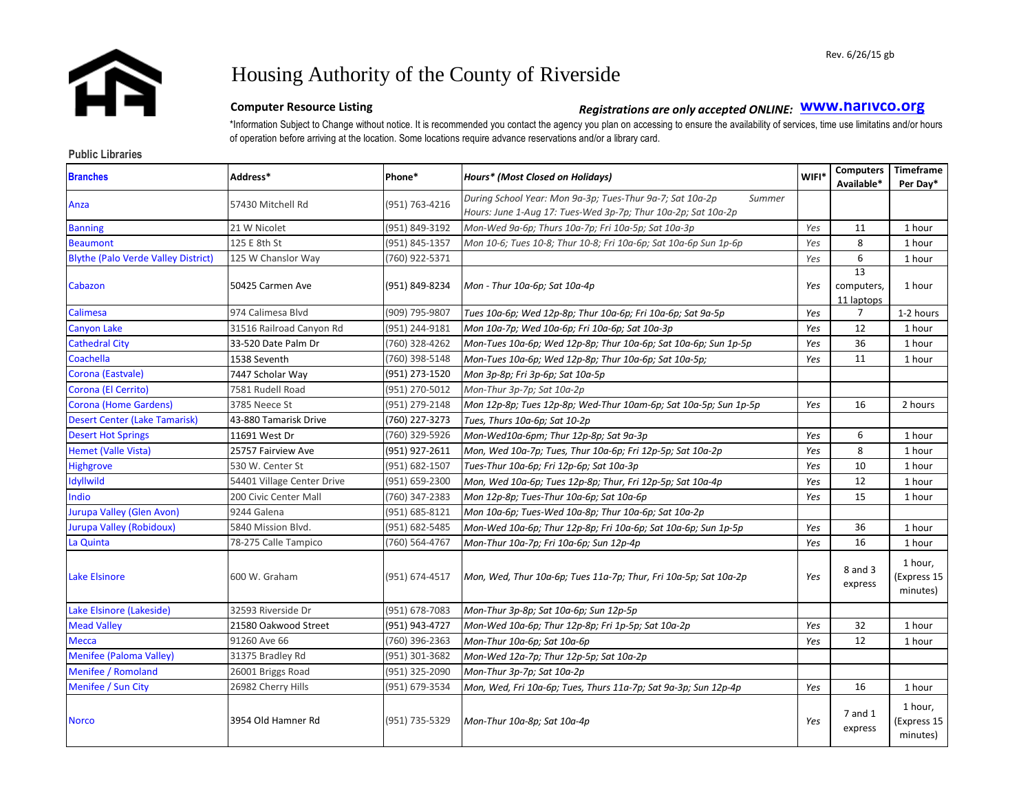Rev. 6/26/15 gb

# Housing Authority of the County of Riverside

**Computer Resource Listing**

***Registrations are only accepted ONLINE:*** **www.harivco.org**

*Information Subject to Change without notice. It is recommended you contact the agency you plan on accessing to ensure the availability of services, time use limitatins and/or hours of operation before arriving at the location. Some locations require advance reservations and/or a library card.

**Public Libraries**

| **Branches** | **Address*** | **Phone*** | ***Hours* (Most Closed on Holidays)*** | **WIFI*** | **Computers Available*** | **Timeframe Per Day*** |
|---|---|---|---|---|---|---|
| Anza | 57430 Mitchell Rd | (951) 763-4216 | *During School Year: Mon 9a-3p; Tues-Thur 9a-7; Sat 10a-2p Summer Hours: June 1-Aug 17: Tues-Wed 3p-7p; Thur 10a-2p; Sat 10a-2p* | | | |
| Banning | 21 W Nicolet | (951) 849-3192 | *Mon-Wed 9a-6p; Thurs 10a-7p; Fri 10a-5p; Sat 10a-3p* | *Yes* | 11 | 1 hour |
| Beaumont | 125 E 8th St | (951) 845-1357 | *Mon 10-6; Tues 10-8; Thur 10-8; Fri 10a-6p; Sat 10a-6p Sun 1p-6p* | *Yes* | 8 | 1 hour |
| Blythe (Palo Verde Valley District) | 125 W Chanslor Way | (760) 922-5371 | | *Yes* | 6 | 1 hour |
| Cabazon | 50425 Carmen Ave | (951) 849-8234 | *Mon - Thur 10a-6p; Sat 10a-4p* | *Yes* | 13 computers, 11 laptops | 1 hour |
| Calimesa | 974 Calimesa Blvd | (909) 795-9807 | *Tues 10a-6p; Wed 12p-8p; Thur 10a-6p; Fri 10a-6p; Sat 9a-5p* | *Yes* | 7 | 1-2 hours |
| Canyon Lake | 31516 Railroad Canyon Rd | (951) 244-9181 | *Mon 10a-7p; Wed 10a-6p; Fri 10a-6p; Sat 10a-3p* | *Yes* | 12 | 1 hour |
| Cathedral City | 33-520 Date Palm Dr | (760) 328-4262 | *Mon-Tues 10a-6p; Wed 12p-8p; Thur 10a-6p; Sat 10a-6p; Sun 1p-5p* | *Yes* | 36 | 1 hour |
| Coachella | 1538 Seventh | (760) 398-5148 | *Mon-Tues 10a-6p; Wed 12p-8p; Thur 10a-6p; Sat 10a-5p;* | *Yes* | 11 | 1 hour |
| Corona (Eastvale) | 7447 Scholar Way | (951) 273-1520 | *Mon 3p-8p; Fri 3p-6p; Sat 10a-5p* | | | |
| Corona (El Cerrito) | 7581 Rudell Road | (951) 270-5012 | *Mon-Thur 3p-7p; Sat 10a-2p* | | | |
| Corona (Home Gardens) | 3785 Neece St | (951) 279-2148 | *Mon 12p-8p; Tues 12p-8p; Wed-Thur 10am-6p; Sat 10a-5p; Sun 1p-5p* | *Yes* | 16 | 2 hours |
| Desert Center (Lake Tamarisk) | 43-880 Tamarisk Drive | (760) 227-3273 | *Tues, Thurs 10a-6p; Sat 10-2p* | | | |
| Desert Hot Springs | 11691 West Dr | (760) 329-5926 | *Mon-Wed10a-6pm; Thur 12p-8p; Sat 9a-3p* | *Yes* | 6 | 1 hour |
| Hemet (Valle Vista) | 25757 Fairview Ave | (951) 927-2611 | *Mon, Wed 10a-7p; Tues, Thur 10a-6p; Fri 12p-5p; Sat 10a-2p* | *Yes* | 8 | 1 hour |
| Highgrove | 530 W. Center St | (951) 682-1507 | *Tues-Thur 10a-6p; Fri 12p-6p; Sat 10a-3p* | *Yes* | 10 | 1 hour |
| Idyllwild | 54401 Village Center Drive | (951) 659-2300 | *Mon, Wed 10a-6p; Tues 12p-8p; Thur, Fri 12p-5p; Sat 10a-4p* | *Yes* | 12 | 1 hour |
| Indio | 200 Civic Center Mall | (760) 347-2383 | *Mon 12p-8p; Tues-Thur 10a-6p; Sat 10a-6p* | *Yes* | 15 | 1 hour |
| Jurupa Valley (Glen Avon) | 9244 Galena | (951) 685-8121 | *Mon 10a-6p; Tues-Wed 10a-8p; Thur 10a-6p; Sat 10a-2p* | | | |
| Jurupa Valley (Robidoux) | 5840 Mission Blvd. | (951) 682-5485 | *Mon-Wed 10a-6p; Thur 12p-8p; Fri 10a-6p; Sat 10a-6p; Sun 1p-5p* | *Yes* | 36 | 1 hour |
| La Quinta | 78-275 Calle Tampico | (760) 564-4767 | *Mon-Thur 10a-7p; Fri 10a-6p; Sun 12p-4p* | *Yes* | 16 | 1 hour |
| Lake Elsinore | 600 W. Graham | (951) 674-4517 | *Mon, Wed, Thur 10a-6p; Tues 11a-7p; Thur, Fri 10a-5p; Sat 10a-2p* | *Yes* | 8 and 3 express | 1 hour, (Express 15 minutes) |
| Lake Elsinore (Lakeside) | 32593 Riverside Dr | (951) 678-7083 | *Mon-Thur 3p-8p; Sat 10a-6p; Sun 12p-5p* | | | |
| Mead Valley | 21580 Oakwood Street | (951) 943-4727 | *Mon-Wed 10a-6p; Thur 12p-8p; Fri 1p-5p; Sat 10a-2p* | *Yes* | 32 | 1 hour |
| Mecca | 91260 Ave 66 | (760) 396-2363 | *Mon-Thur 10a-6p; Sat 10a-6p* | *Yes* | 12 | 1 hour |
| Menifee (Paloma Valley) | 31375 Bradley Rd | (951) 301-3682 | *Mon-Wed 12a-7p; Thur 12p-5p; Sat 10a-2p* | | | |
| Menifee / Romoland | 26001 Briggs Road | (951) 325-2090 | *Mon-Thur 3p-7p; Sat 10a-2p* | | | |
| Menifee / Sun City | 26982 Cherry Hills | (951) 679-3534 | *Mon, Wed, Fri 10a-6p; Tues, Thurs 11a-7p; Sat 9a-3p; Sun 12p-4p* | *Yes* | 16 | 1 hour |
| Norco | 3954 Old Hamner Rd | (951) 735-5329 | *Mon-Thur 10a-8p; Sat 10a-4p* | *Yes* | 7 and 1 express | 1 hour, (Express 15 minutes) |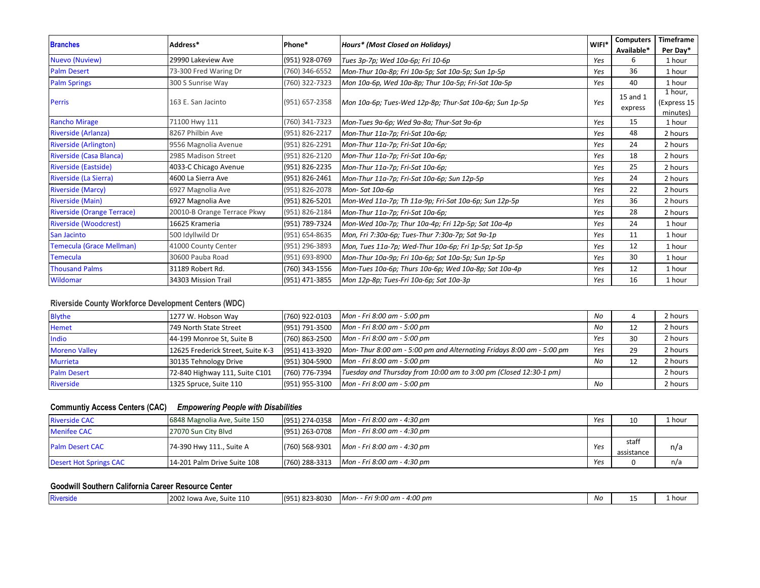| Branches | Address* | Phone* | Hours* (Most Closed on Holidays) | WIFI* | Computers Available* | Timeframe Per Day* |
|---|---|---|---|---|---|---|
| Nuevo (Nuview) | 29990 Lakeview Ave | (951) 928-0769 | *Tues 3p-7p; Wed 10a-6p; Fri 10-6p* | *Yes* | 6 | 1 hour |
| Palm Desert | 73-300 Fred Waring Dr | (760) 346-6552 | *Mon-Thur 10a-8p; Fri 10a-5p; Sat 10a-5p; Sun 1p-5p* | *Yes* | 36 | 1 hour |
| Palm Springs | 300 S Sunrise Way | (760) 322-7323 | *Mon 10a-6p, Wed 10a-8p; Thur 10a-5p; Fri-Sat 10a-6p* | *Yes* | 40 | 1 hour |
| Perris | 163 E. San Jacinto | (951) 657-2358 | *Mon 10a-6p; Tues-Wed 12p-8p; Thur-Sat 10a-6p; Sun 1p-5p* | *Yes* | 15 and 1 express | 1 hour, (Express 15 minutes) |
| Rancho Mirage | 71100 Hwy 111 | (760) 341-7323 | *Mon-Tues 9a-6p; Wed 9a-8a; Thur-Sat 9a-6p* | *Yes* | 15 | 1 hour |
| Riverside (Arlanza) | 8267 Philbin Ave | (951) 826-2217 | *Mon-Thur 11a-7p; Fri-Sat 10a-6p;* | *Yes* | 48 | 2 hours |
| Riverside (Arlington) | 9556 Magnolia Avenue | (951) 826-2291 | *Mon-Thur 11a-7p; Fri-Sat 10a-6p;* | *Yes* | 24 | 2 hours |
| Riverside (Casa Blanca) | 2985 Madison Street | (951) 826-2120 | *Mon-Thur 11a-7p; Fri-Sat 10a-6p;* | *Yes* | 18 | 2 hours |
| Riverside (Eastside) | 4033-C Chicago Avenue | (951) 826-2235 | *Mon-Thur 11a-7p; Fri-Sat 10a-6p;* | *Yes* | 25 | 2 hours |
| Riverside (La Sierra) | 4600 La Sierra Ave | (951) 826-2461 | *Mon-Thur 11a-7p; Fri-Sat 10a-6p; Sun 12p-5p* | *Yes* | 24 | 2 hours |
| Riverside (Marcy) | 6927 Magnolia Ave | (951) 826-2078 | *Mon- Sat 10a-6p* | *Yes* | 22 | 2 hours |
| Riverside (Main) | 6927 Magnolia Ave | (951) 826-5201 | *Mon-Wed 11a-7p; Th 11a-9p; Fri-Sat 10a-6p; Sun 12p-5p* | *Yes* | 36 | 2 hours |
| Riverside (Orange Terrace) | 20010-B Orange Terrace Pkwy | (951) 826-2184 | *Mon-Thur 11a-7p; Fri-Sat 10a-6p;* | *Yes* | 28 | 2 hours |
| Riverside (Woodcrest) | 16625 Krameria | (951) 789-7324 | *Mon-Wed 10a-7p; Thur 10a-4p; Fri 12p-5p; Sat 10a-4p* | *Yes* | 24 | 1 hour |
| San Jacinto | 500 Idyllwild Dr | (951) 654-8635 | *Mon, Fri 7:30a-6p; Tues-Thur 7:30a-7p; Sat 9a-1p* | *Yes* | 11 | 1 hour |
| Temecula (Grace Mellman) | 41000 County Center | (951) 296-3893 | *Mon, Tues 11a-7p; Wed-Thur 10a-6p; Fri 1p-5p; Sat 1p-5p* | *Yes* | 12 | 1 hour |
| Temecula | 30600 Pauba Road | (951) 693-8900 | *Mon-Thur 10a-9p; Fri 10a-6p; Sat 10a-5p; Sun 1p-5p* | *Yes* | 30 | 1 hour |
| Thousand Palms | 31189 Robert Rd. | (760) 343-1556 | *Mon-Tues 10a-6p; Thurs 10a-6p; Wed 10a-8p; Sat 10a-4p* | *Yes* | 12 | 1 hour |
| Wildomar | 34303 Mission Trail | (951) 471-3855 | *Mon 12p-8p; Tues-Fri 10a-6p; Sat 10a-3p* | *Yes* | 16 | 1 hour |

### Riverside County Workforce Development Centers (WDC)

| | | | | | | |
|---|---|---|---|---|---|---|
| Blythe | 1277 W. Hobson Way | (760) 922-0103 | *Mon - Fri 8:00 am - 5:00 pm* | *No* | 4 | 2 hours |
| Hemet | 749 North State Street | (951) 791-3500 | *Mon - Fri 8:00 am - 5:00 pm* | *No* | 12 | 2 hours |
| Indio | 44-199 Monroe St, Suite B | (760) 863-2500 | *Mon - Fri 8:00 am - 5:00 pm* | *Yes* | 30 | 2 hours |
| Moreno Valley | 12625 Frederick Street, Suite K-3 | (951) 413-3920 | *Mon- Thur 8:00 am - 5:00 pm and Alternating Fridays 8:00 am - 5:00 pm* | *Yes* | 29 | 2 hours |
| Murrieta | 30135 Tehnology Drive | (951) 304-5900 | *Mon - Fri 8:00 am - 5:00 pm* | *No* | 12 | 2 hours |
| Palm Desert | 72-840 Highway 111, Suite C101 | (760) 776-7394 | *Tuesday and Thursday from 10:00 am to 3:00 pm (Closed 12:30-1 pm)* | | | 2 hours |
| Riverside | 1325 Spruce, Suite 110 | (951) 955-3100 | *Mon - Fri 8:00 am - 5:00 pm* | *No* | | 2 hours |

### Communtiy Access Centers (CAC) *Empowering People with Disabilities*

| | | | | | | |
|---|---|---|---|---|---|---|
| Riverside CAC | 6848 Magnolia Ave, Suite 150 | (951) 274-0358 | *Mon - Fri 8:00 am - 4:30 pm* | *Yes* | 10 | 1 hour |
| Menifee CAC | 27070 Sun City Blvd | (951) 263-0708 | *Mon - Fri 8:00 am - 4:30 pm* | | | |
| Palm Desert CAC | 74-390 Hwy 111., Suite A | (760) 568-9301 | *Mon - Fri 8:00 am - 4:30 pm* | *Yes* | staff assistance | n/a |
| Desert Hot Springs CAC | 14-201 Palm Drive Suite 108 | (760) 288-3313 | *Mon - Fri 8:00 am - 4:30 pm* | *Yes* | 0 | n/a |

### Goodwill Southern California Career Resource Center

| | | | | | | |
|---|---|---|---|---|---|---|
| Riverside | 2002 Iowa Ave, Suite 110 | (951) 823-8030 | *Mon- - Fri 9:00 am - 4:00 pm* | *No* | 15 | 1 hour |